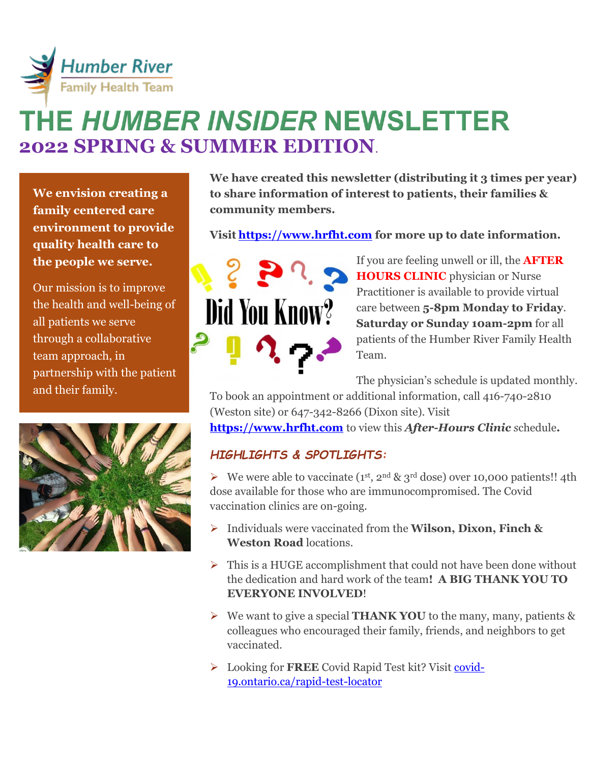Humber River Family Health Team

# THE *HUMBER INSIDER* NEWSLETTER

## 2022 SPRING & SUMMER EDITION.

**We envision creating a family centered care environment to provide quality health care to the people we serve.**

Our mission is to improve the health and well-being of all patients we serve through a collaborative team approach, in partnership with the patient and their family.

**We have created this newsletter (distributing it 3 times per year) to share information of interest to patients, their families & community members.**

**Visit [https://www.hrfht.com](https://www.hrfht.com) for more up to date information.**

Did You Know?

If you are feeling unwell or ill, the **AFTER HOURS CLINIC** physician or Nurse Practitioner is available to provide virtual care between **5-8pm Monday to Friday**. **Saturday or Sunday 10am-2pm** for all patients of the Humber River Family Health Team.

The physician's schedule is updated monthly. To book an appointment or additional information, call 416-740-2810 (Weston site) or 647-342-8266 (Dixon site). Visit [https://www.hrfht.com](https://www.hrfht.com) to view this ***After-Hours Clinic*** schedule**.**

### *HIGHLIGHTS & SPOTLIGHTS:*

- We were able to vaccinate (1st, 2nd & 3rd dose) over 10,000 patients!! 4th dose available for those who are immunocompromised. The Covid vaccination clinics are on-going.
- Individuals were vaccinated from the **Wilson, Dixon, Finch & Weston Road** locations.
- This is a HUGE accomplishment that could not have been done without the dedication and hard work of the team**! A BIG THANK YOU TO EVERYONE INVOLVED**!
- We want to give a special **THANK YOU** to the many, many, patients & colleagues who encouraged their family, friends, and neighbors to get vaccinated.
- Looking for **FREE** Covid Rapid Test kit? Visit [covid-19.ontario.ca/rapid-test-locator](covid-19.ontario.ca/rapid-test-locator)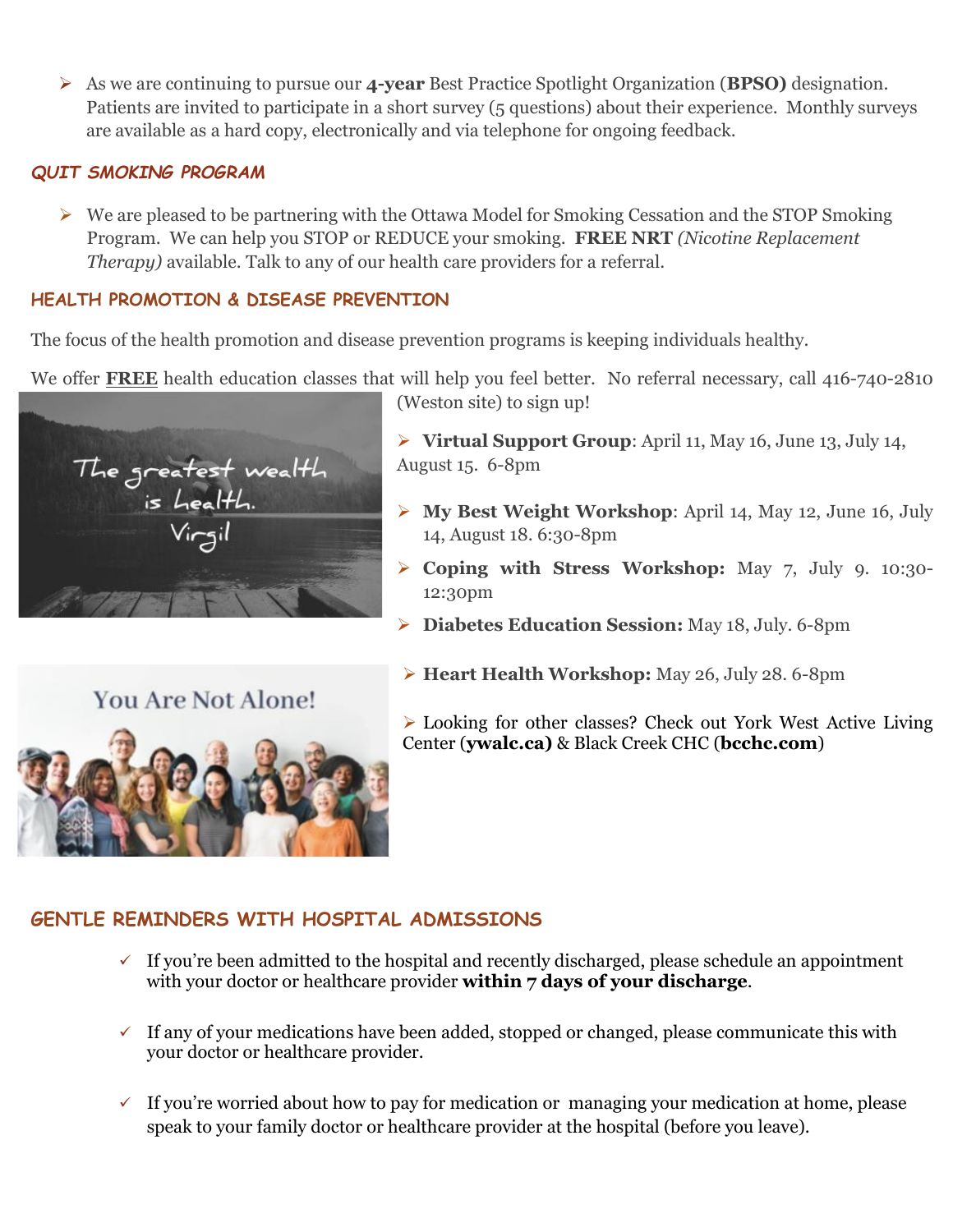- As we are continuing to pursue our **4-year** Best Practice Spotlight Organization (**BPSO)** designation. Patients are invited to participate in a short survey (5 questions) about their experience. Monthly surveys are available as a hard copy, electronically and via telephone for ongoing feedback.

## QUIT SMOKING PROGRAM

- We are pleased to be partnering with the Ottawa Model for Smoking Cessation and the STOP Smoking Program. We can help you STOP or REDUCE your smoking. **FREE NRT** *(Nicotine Replacement Therapy)* available. Talk to any of our health care providers for a referral.

## HEALTH PROMOTION & DISEASE PREVENTION

The focus of the health promotion and disease prevention programs is keeping individuals healthy.

We offer **FREE** health education classes that will help you feel better. No referral necessary, call 416-740-2810 (Weston site) to sign up!

- **Virtual Support Group**: April 11, May 16, June 13, July 14, August 15. 6-8pm
- **My Best Weight Workshop**: April 14, May 12, June 16, July 14, August 18. 6:30-8pm
- **Coping with Stress Workshop:** May 7, July 9. 10:30-12:30pm
- **Diabetes Education Session:** May 18, July. 6-8pm
- **Heart Health Workshop:** May 26, July 28. 6-8pm
- Looking for other classes? Check out York West Active Living Center (**ywalc.ca)** & Black Creek CHC (**bcchc.com**)

## GENTLE REMINDERS WITH HOSPITAL ADMISSIONS

- ✓ If you're been admitted to the hospital and recently discharged, please schedule an appointment with your doctor or healthcare provider **within 7 days of your discharge**.
- ✓ If any of your medications have been added, stopped or changed, please communicate this with your doctor or healthcare provider.
- ✓ If you're worried about how to pay for medication or managing your medication at home, please speak to your family doctor or healthcare provider at the hospital (before you leave).